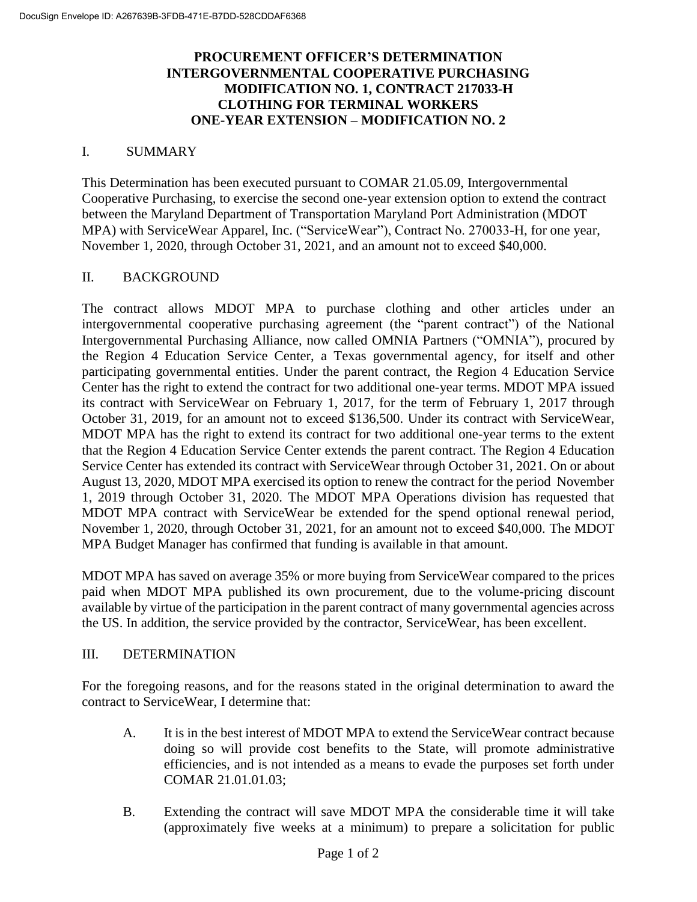DocuSign Envelope ID: A267639B-3FDB-471E-B7DD-528CDDAF6368

# PROCUREMENT OFFICER'S DETERMINATION INTERGOVERNMENTAL COOPERATIVE PURCHASING MODIFICATION NO. 1, CONTRACT 217033-H CLOTHING FOR TERMINAL WORKERS ONE-YEAR EXTENSION – MODIFICATION NO. 2

## I. SUMMARY

This Determination has been executed pursuant to COMAR 21.05.09, Intergovernmental Cooperative Purchasing, to exercise the second one-year extension option to extend the contract between the Maryland Department of Transportation Maryland Port Administration (MDOT MPA) with ServiceWear Apparel, Inc. ("ServiceWear"), Contract No. 270033-H, for one year, November 1, 2020, through October 31, 2021, and an amount not to exceed $40,000.

## II. BACKGROUND

The contract allows MDOT MPA to purchase clothing and other articles under an intergovernmental cooperative purchasing agreement (the "parent contract") of the National Intergovernmental Purchasing Alliance, now called OMNIA Partners ("OMNIA"), procured by the Region 4 Education Service Center, a Texas governmental agency, for itself and other participating governmental entities. Under the parent contract, the Region 4 Education Service Center has the right to extend the contract for two additional one-year terms. MDOT MPA issued its contract with ServiceWear on February 1, 2017, for the term of February 1, 2017 through October 31, 2019, for an amount not to exceed $136,500. Under its contract with ServiceWear, MDOT MPA has the right to extend its contract for two additional one-year terms to the extent that the Region 4 Education Service Center extends the parent contract. The Region 4 Education Service Center has extended its contract with ServiceWear through October 31, 2021. On or about August 13, 2020, MDOT MPA exercised its option to renew the contract for the period November 1, 2019 through October 31, 2020. The MDOT MPA Operations division has requested that MDOT MPA contract with ServiceWear be extended for the spend optional renewal period, November 1, 2020, through October 31, 2021, for an amount not to exceed $40,000. The MDOT MPA Budget Manager has confirmed that funding is available in that amount.

MDOT MPA has saved on average 35% or more buying from ServiceWear compared to the prices paid when MDOT MPA published its own procurement, due to the volume-pricing discount available by virtue of the participation in the parent contract of many governmental agencies across the US. In addition, the service provided by the contractor, ServiceWear, has been excellent.

## III. DETERMINATION

For the foregoing reasons, and for the reasons stated in the original determination to award the contract to ServiceWear, I determine that:

A. It is in the best interest of MDOT MPA to extend the ServiceWear contract because doing so will provide cost benefits to the State, will promote administrative efficiencies, and is not intended as a means to evade the purposes set forth under COMAR 21.01.01.03;

B. Extending the contract will save MDOT MPA the considerable time it will take (approximately five weeks at a minimum) to prepare a solicitation for public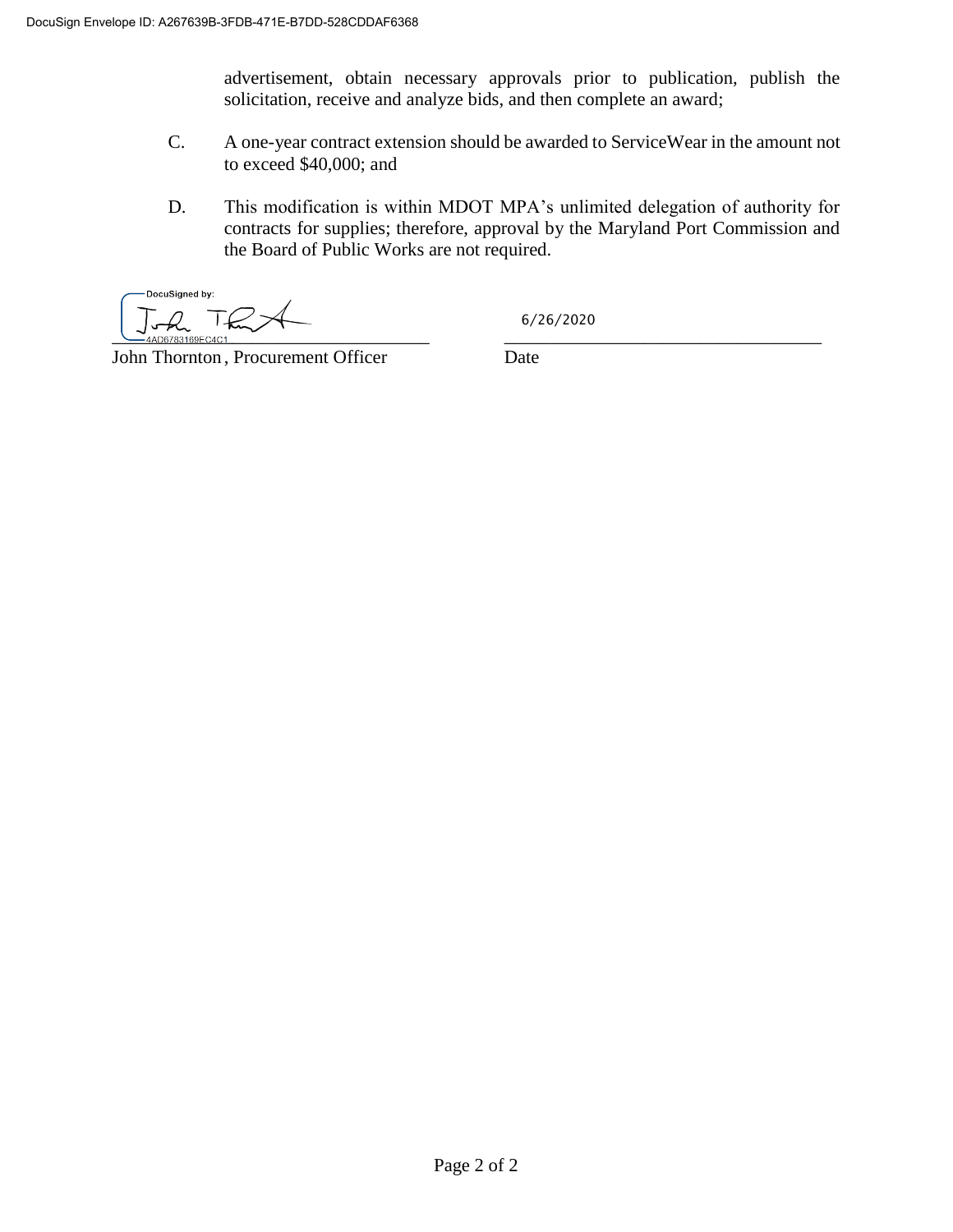advertisement, obtain necessary approvals prior to publication, publish the solicitation, receive and analyze bids, and then complete an award;

C. A one-year contract extension should be awarded to ServiceWear in the amount not to exceed $40,000; and

D. This modification is within MDOT MPA's unlimited delegation of authority for contracts for supplies; therefore, approval by the Maryland Port Commission and the Board of Public Works are not required.

DocuSigned by:

4AD6783169EC4C1

John Thornton, Procurement Officer

6/26/2020

Date